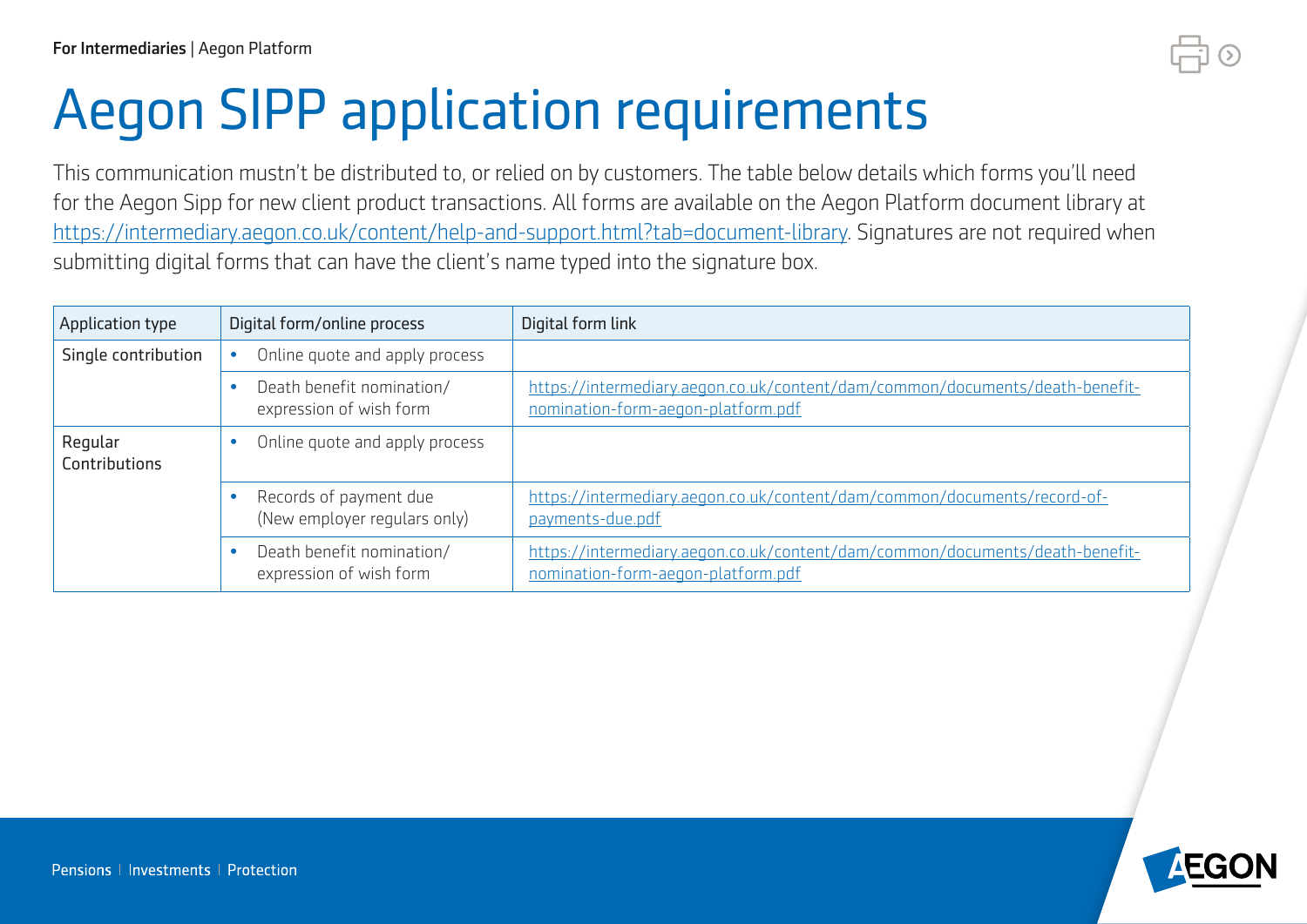For Intermediaries | Aegon Platform

# Aegon SIPP application requirements

This communication mustn't be distributed to, or relied on by customers. The table below details which forms you'll need for the Aegon Sipp for new client product transactions. All forms are available on the Aegon Platform document library at https://intermediary.aegon.co.uk/content/help-and-support.html?tab=document-library. Signatures are not required when submitting digital forms that can have the client's name typed into the signature box.

| Application type | Digital form/online process | Digital form link |
|---|---|---|
| Single contribution | • Online quote and apply process | |
| | • Death benefit nomination/ expression of wish form | https://intermediary.aegon.co.uk/content/dam/common/documents/death-benefit-nomination-form-aegon-platform.pdf |
| Regular Contributions | • Online quote and apply process | |
| | • Records of payment due (New employer regulars only) | https://intermediary.aegon.co.uk/content/dam/common/documents/record-of-payments-due.pdf |
| | • Death benefit nomination/ expression of wish form | https://intermediary.aegon.co.uk/content/dam/common/documents/death-benefit-nomination-form-aegon-platform.pdf |

Pensions | Investments | Protection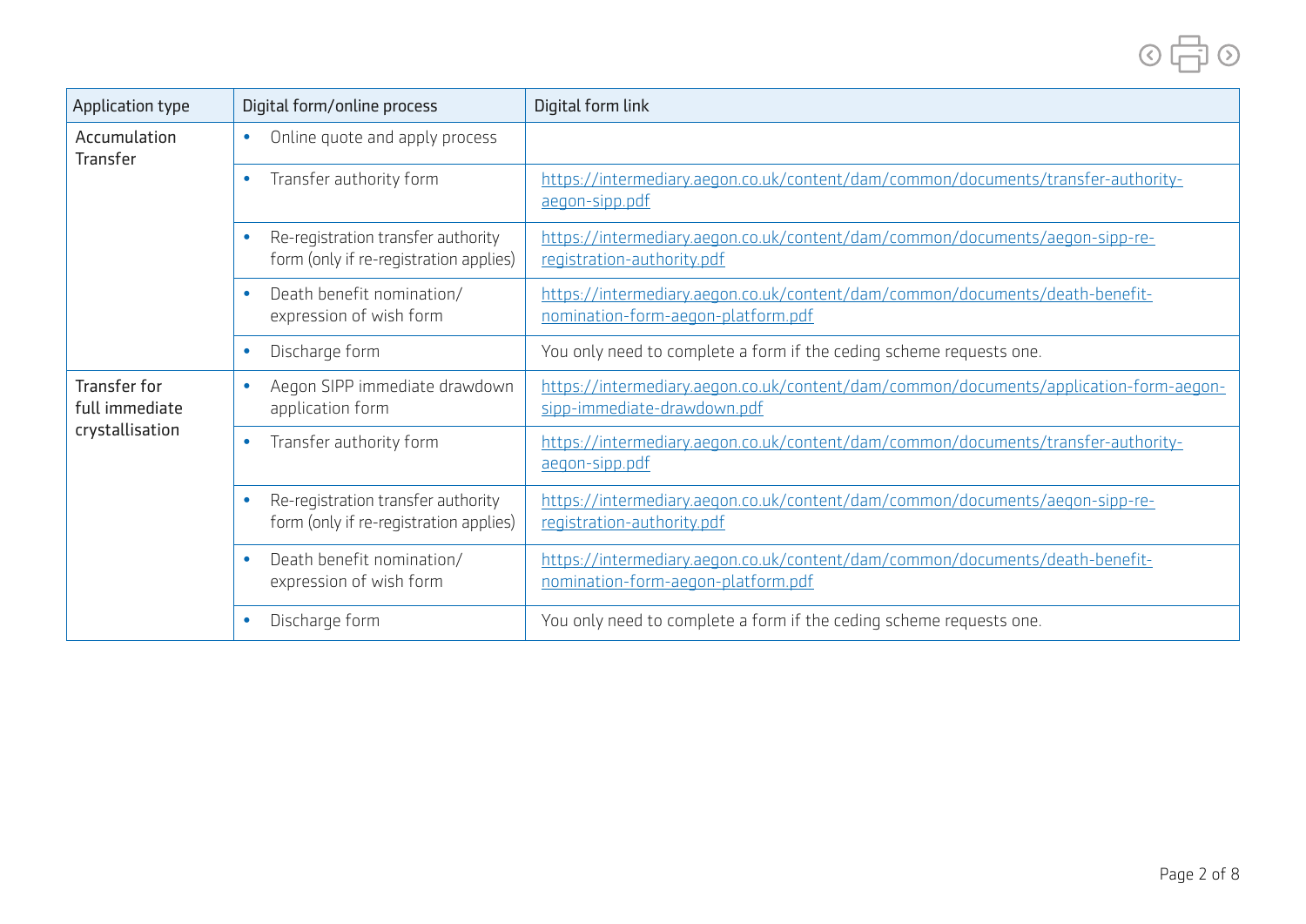| Application type | Digital form/online process | Digital form link |
|---|---|---|
| Accumulation Transfer | • Online quote and apply process | |
| | • Transfer authority form | https://intermediary.aegon.co.uk/content/dam/common/documents/transfer-authority-aegon-sipp.pdf |
| | • Re-registration transfer authority form (only if re-registration applies) | https://intermediary.aegon.co.uk/content/dam/common/documents/aegon-sipp-re-registration-authority.pdf |
| | • Death benefit nomination/ expression of wish form | https://intermediary.aegon.co.uk/content/dam/common/documents/death-benefit-nomination-form-aegon-platform.pdf |
| | • Discharge form | You only need to complete a form if the ceding scheme requests one. |
| Transfer for full immediate crystallisation | • Aegon SIPP immediate drawdown application form | https://intermediary.aegon.co.uk/content/dam/common/documents/application-form-aegon-sipp-immediate-drawdown.pdf |
| | • Transfer authority form | https://intermediary.aegon.co.uk/content/dam/common/documents/transfer-authority-aegon-sipp.pdf |
| | • Re-registration transfer authority form (only if re-registration applies) | https://intermediary.aegon.co.uk/content/dam/common/documents/aegon-sipp-re-registration-authority.pdf |
| | • Death benefit nomination/ expression of wish form | https://intermediary.aegon.co.uk/content/dam/common/documents/death-benefit-nomination-form-aegon-platform.pdf |
| | • Discharge form | You only need to complete a form if the ceding scheme requests one. |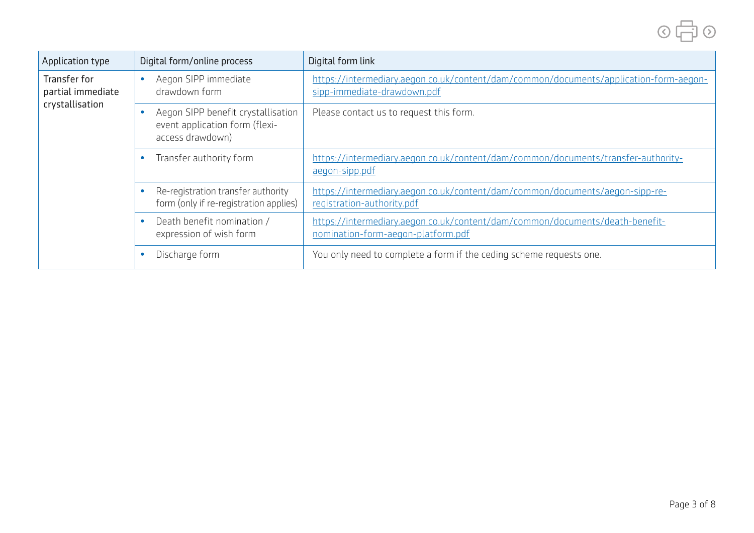| Application type | Digital form/online process | Digital form link |
|---|---|---|
| Transfer for partial immediate crystallisation | • Aegon SIPP immediate drawdown form | https://intermediary.aegon.co.uk/content/dam/common/documents/application-form-aegon-sipp-immediate-drawdown.pdf |
| | • Aegon SIPP benefit crystallisation event application form (flexi-access drawdown) | Please contact us to request this form. |
| | • Transfer authority form | https://intermediary.aegon.co.uk/content/dam/common/documents/transfer-authority-aegon-sipp.pdf |
| | • Re-registration transfer authority form (only if re-registration applies) | https://intermediary.aegon.co.uk/content/dam/common/documents/aegon-sipp-re-registration-authority.pdf |
| | • Death benefit nomination / expression of wish form | https://intermediary.aegon.co.uk/content/dam/common/documents/death-benefit-nomination-form-aegon-platform.pdf |
| | • Discharge form | You only need to complete a form if the ceding scheme requests one. |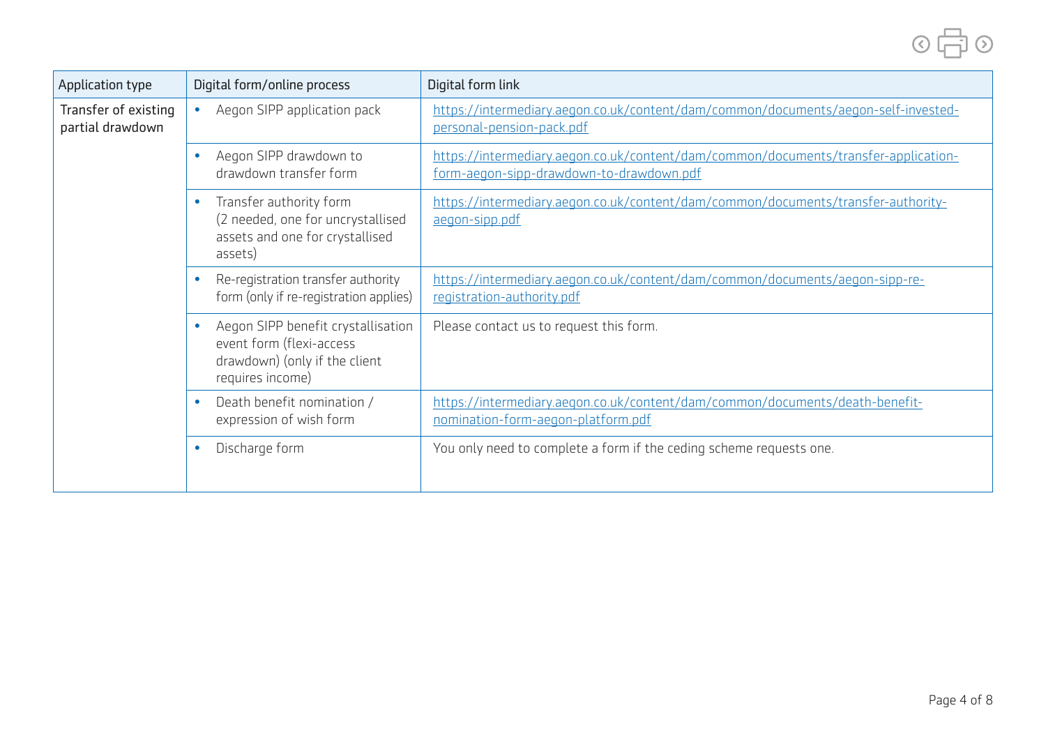| Application type | Digital form/online process | Digital form link |
|---|---|---|
| Transfer of existing partial drawdown | • Aegon SIPP application pack | https://intermediary.aegon.co.uk/content/dam/common/documents/aegon-self-invested-personal-pension-pack.pdf |
| | • Aegon SIPP drawdown to drawdown transfer form | https://intermediary.aegon.co.uk/content/dam/common/documents/transfer-application-form-aegon-sipp-drawdown-to-drawdown.pdf |
| | • Transfer authority form (2 needed, one for uncrystallised assets and one for crystallised assets) | https://intermediary.aegon.co.uk/content/dam/common/documents/transfer-authority-aegon-sipp.pdf |
| | • Re-registration transfer authority form (only if re-registration applies) | https://intermediary.aegon.co.uk/content/dam/common/documents/aegon-sipp-re-registration-authority.pdf |
| | • Aegon SIPP benefit crystallisation event form (flexi-access drawdown) (only if the client requires income) | Please contact us to request this form. |
| | • Death benefit nomination / expression of wish form | https://intermediary.aegon.co.uk/content/dam/common/documents/death-benefit-nomination-form-aegon-platform.pdf |
| | • Discharge form | You only need to complete a form if the ceding scheme requests one. |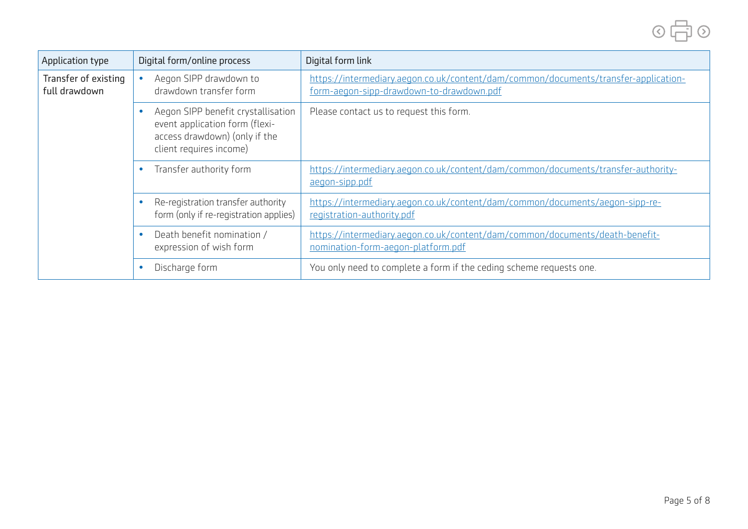| Application type | Digital form/online process | Digital form link |
|---|---|---|
| Transfer of existing full drawdown | • Aegon SIPP drawdown to drawdown transfer form | https://intermediary.aegon.co.uk/content/dam/common/documents/transfer-application-form-aegon-sipp-drawdown-to-drawdown.pdf |
| | • Aegon SIPP benefit crystallisation event application form (flexi-access drawdown) (only if the client requires income) | Please contact us to request this form. |
| | • Transfer authority form | https://intermediary.aegon.co.uk/content/dam/common/documents/transfer-authority-aegon-sipp.pdf |
| | • Re-registration transfer authority form (only if re-registration applies) | https://intermediary.aegon.co.uk/content/dam/common/documents/aegon-sipp-re-registration-authority.pdf |
| | • Death benefit nomination / expression of wish form | https://intermediary.aegon.co.uk/content/dam/common/documents/death-benefit-nomination-form-aegon-platform.pdf |
| | • Discharge form | You only need to complete a form if the ceding scheme requests one. |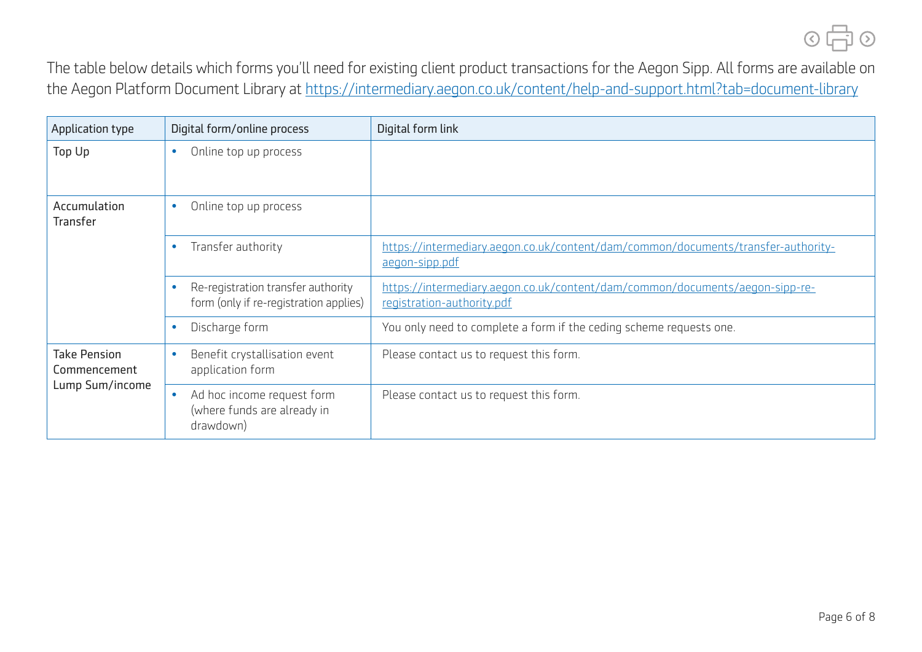The table below details which forms you'll need for existing client product transactions for the Aegon Sipp. All forms are available on the Aegon Platform Document Library at https://intermediary.aegon.co.uk/content/help-and-support.html?tab=document-library

| Application type | Digital form/online process | Digital form link |
|---|---|---|
| Top Up | • Online top up process | |
| Accumulation Transfer | • Online top up process | |
| | • Transfer authority | https://intermediary.aegon.co.uk/content/dam/common/documents/transfer-authority-aegon-sipp.pdf |
| | • Re-registration transfer authority form (only if re-registration applies) | https://intermediary.aegon.co.uk/content/dam/common/documents/aegon-sipp-re-registration-authority.pdf |
| | • Discharge form | You only need to complete a form if the ceding scheme requests one. |
| Take Pension Commencement Lump Sum/income | • Benefit crystallisation event application form | Please contact us to request this form. |
| | • Ad hoc income request form (where funds are already in drawdown) | Please contact us to request this form. |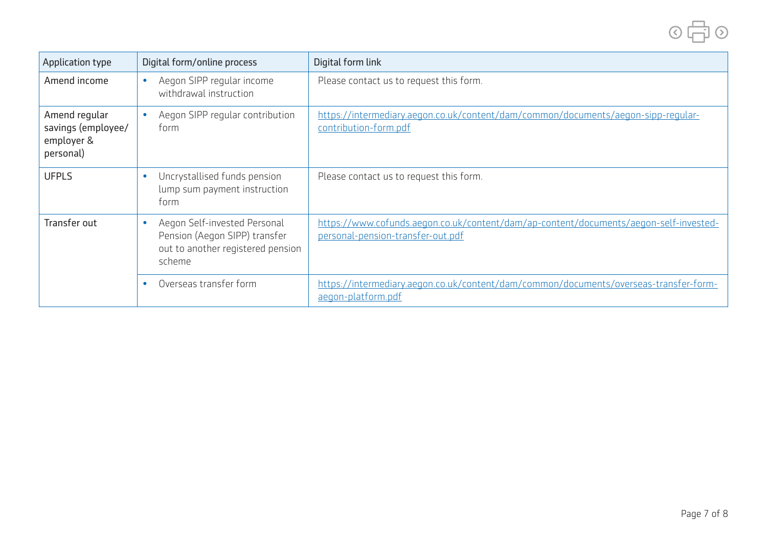| Application type | Digital form/online process | Digital form link |
|---|---|---|
| Amend income | • Aegon SIPP regular income withdrawal instruction | Please contact us to request this form. |
| Amend regular savings (employee/ employer & personal) | • Aegon SIPP regular contribution form | https://intermediary.aegon.co.uk/content/dam/common/documents/aegon-sipp-regular-contribution-form.pdf |
| UFPLS | • Uncrystallised funds pension lump sum payment instruction form | Please contact us to request this form. |
| Transfer out | • Aegon Self-invested Personal Pension (Aegon SIPP) transfer out to another registered pension scheme | https://www.cofunds.aegon.co.uk/content/dam/ap-content/documents/aegon-self-invested-personal-pension-transfer-out.pdf |
| | • Overseas transfer form | https://intermediary.aegon.co.uk/content/dam/common/documents/overseas-transfer-form-aegon-platform.pdf |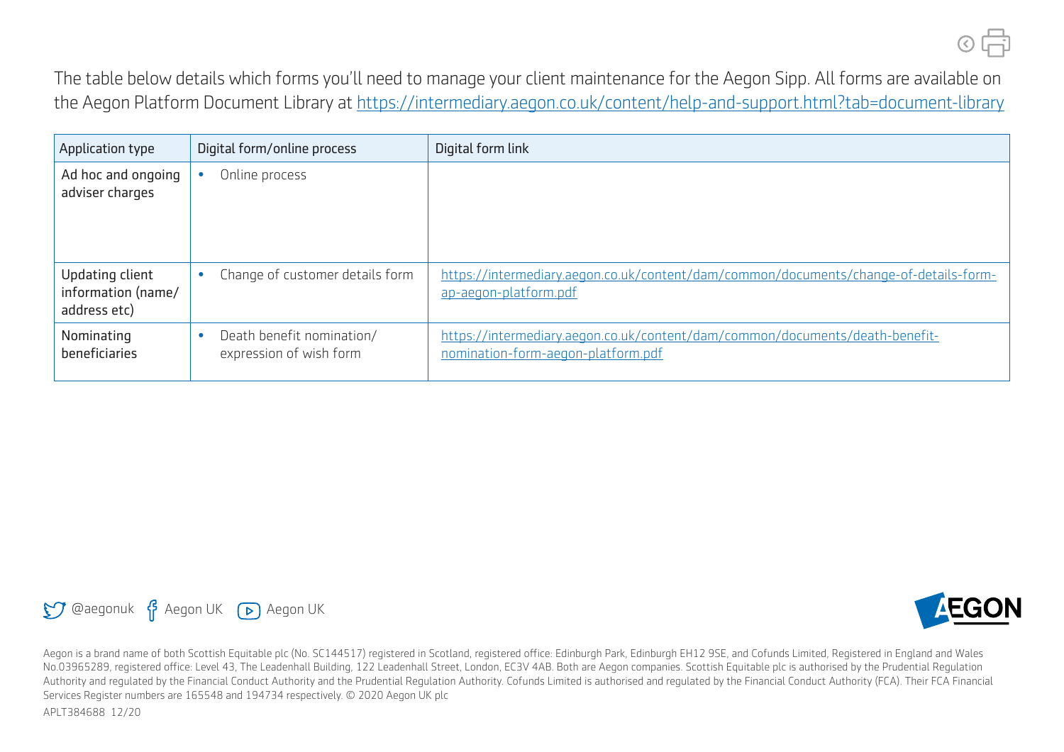The table below details which forms you'll need to manage your client maintenance for the Aegon Sipp. All forms are available on the Aegon Platform Document Library at https://intermediary.aegon.co.uk/content/help-and-support.html?tab=document-library

| Application type | Digital form/online process | Digital form link |
| --- | --- | --- |
| Ad hoc and ongoing adviser charges | • Online process | |
| Updating client information (name/ address etc) | • Change of customer details form | https://intermediary.aegon.co.uk/content/dam/common/documents/change-of-details-form-ap-aegon-platform.pdf |
| Nominating beneficiaries | • Death benefit nomination/ expression of wish form | https://intermediary.aegon.co.uk/content/dam/common/documents/death-benefit-nomination-form-aegon-platform.pdf |

@aegonuk Aegon UK Aegon UK

Aegon is a brand name of both Scottish Equitable plc (No. SC144517) registered in Scotland, registered office: Edinburgh Park, Edinburgh EH12 9SE, and Cofunds Limited, Registered in England and Wales No.03965289, registered office: Level 43, The Leadenhall Building, 122 Leadenhall Street, London, EC3V 4AB. Both are Aegon companies. Scottish Equitable plc is authorised by the Prudential Regulation Authority and regulated by the Financial Conduct Authority and the Prudential Regulation Authority. Cofunds Limited is authorised and regulated by the Financial Conduct Authority (FCA). Their FCA Financial Services Register numbers are 165548 and 194734 respectively. © 2020 Aegon UK plc

APLT384688 12/20